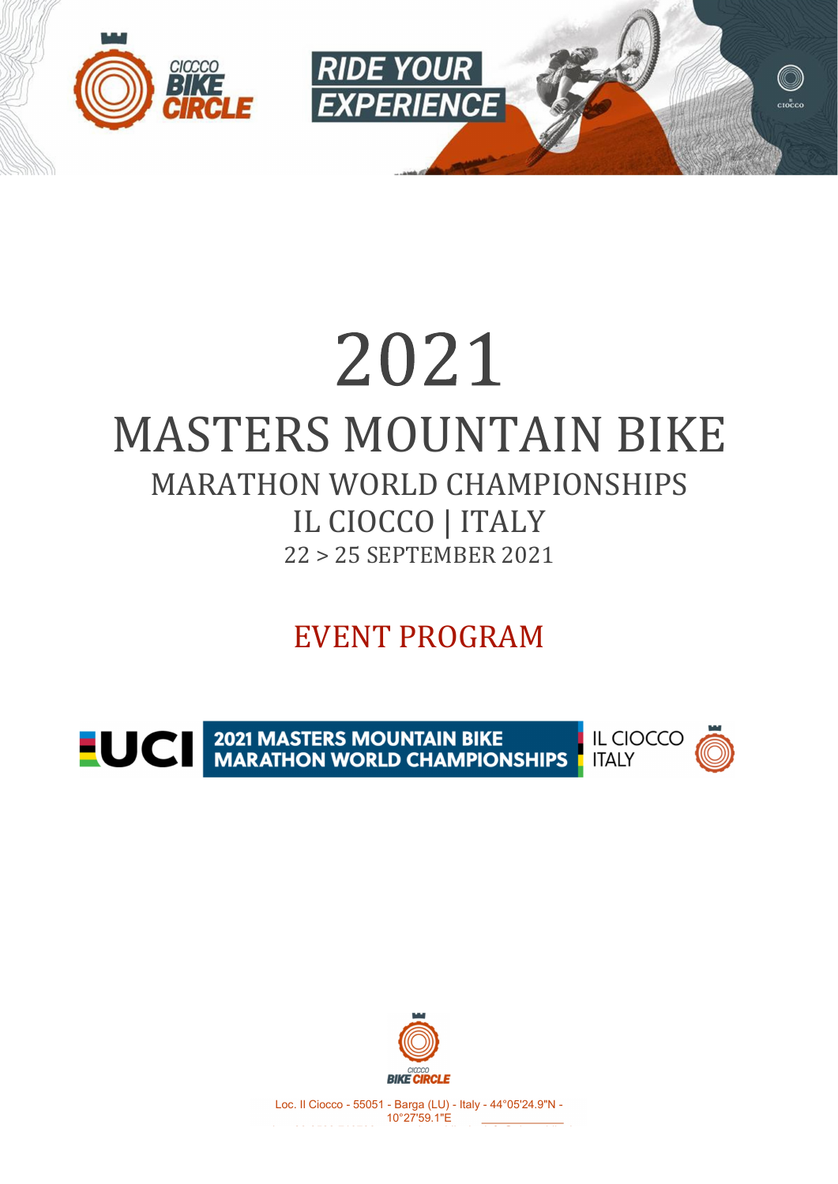# 2021

# MASTERS MOUNTAIN BIKE

## MARATHON WORLD CHAMPIONSHIPS

## IL CIOCCO | ITALY

22 > 25 SEPTEMBER 2021

## EVENT PROGRAM

Loc. Il Ciocco - 55051 - Barga (LU) - Italy - 44°05'24.9"N - 10°27'59.1"E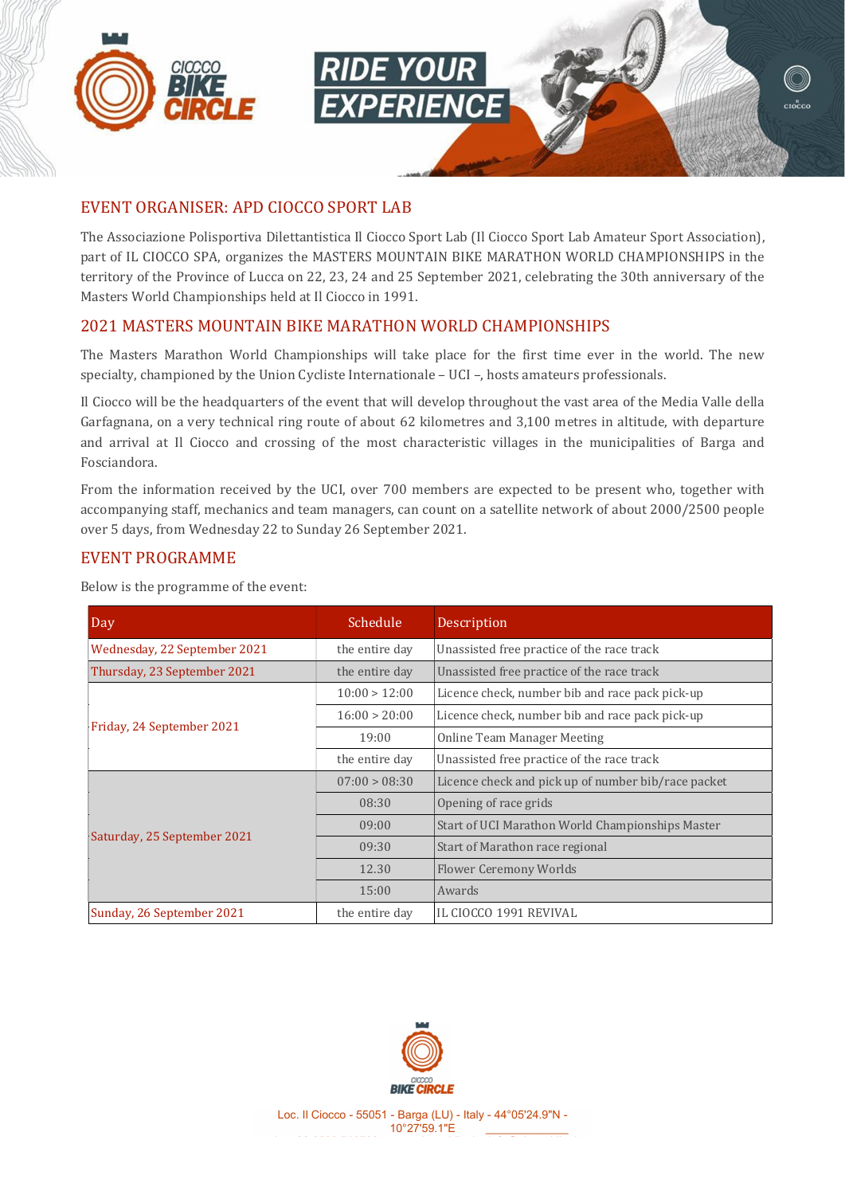## EVENT ORGANISER: APD CIOCCO SPORT LAB

The Associazione Polisportiva Dilettantistica Il Ciocco Sport Lab (Il Ciocco Sport Lab Amateur Sport Association), part of IL CIOCCO SPA, organizes the MASTERS MOUNTAIN BIKE MARATHON WORLD CHAMPIONSHIPS in the territory of the Province of Lucca on 22, 23, 24 and 25 September 2021, celebrating the 30th anniversary of the Masters World Championships held at Il Ciocco in 1991.

## 2021 MASTERS MOUNTAIN BIKE MARATHON WORLD CHAMPIONSHIPS

The Masters Marathon World Championships will take place for the first time ever in the world. The new specialty, championed by the Union Cycliste Internationale – UCI –, hosts amateurs professionals.

Il Ciocco will be the headquarters of the event that will develop throughout the vast area of the Media Valle della Garfagnana, on a very technical ring route of about 62 kilometres and 3,100 metres in altitude, with departure and arrival at Il Ciocco and crossing of the most characteristic villages in the municipalities of Barga and Fosciandora.

From the information received by the UCI, over 700 members are expected to be present who, together with accompanying staff, mechanics and team managers, can count on a satellite network of about 2000/2500 people over 5 days, from Wednesday 22 to Sunday 26 September 2021.

## EVENT PROGRAMME

Below is the programme of the event:

| Day | Schedule | Description |
|---|---|---|
| Wednesday, 22 September 2021 | the entire day | Unassisted free practice of the race track |
| Thursday, 23 September 2021 | the entire day | Unassisted free practice of the race track |
| Friday, 24 September 2021 | 10:00 > 12:00 | Licence check, number bib and race pack pick-up |
| | 16:00 > 20:00 | Licence check, number bib and race pack pick-up |
| | 19:00 | Online Team Manager Meeting |
| | the entire day | Unassisted free practice of the race track |
| Saturday, 25 September 2021 | 07:00 > 08:30 | Licence check and pick up of number bib/race packet |
| | 08:30 | Opening of race grids |
| | 09:00 | Start of UCI Marathon World Championships Master |
| | 09:30 | Start of Marathon race regional |
| | 12.30 | Flower Ceremony Worlds |
| | 15:00 | Awards |
| Sunday, 26 September 2021 | the entire day | IL CIOCCO 1991 REVIVAL |